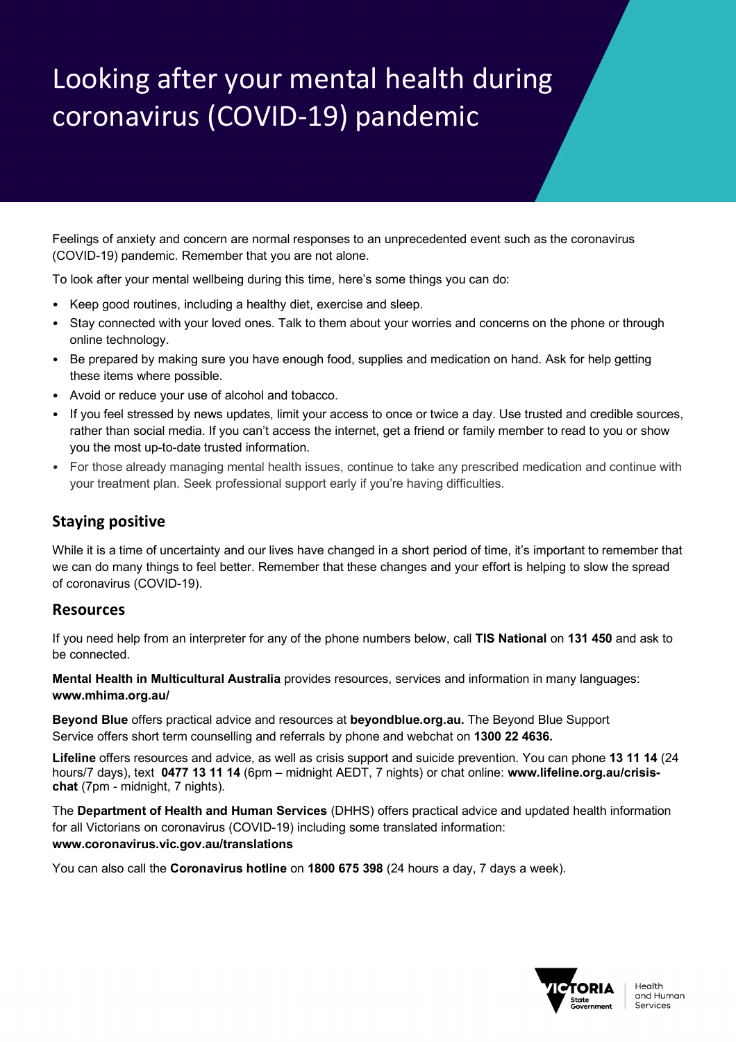# Looking after your mental health during coronavirus (COVID-19) pandemic

Feelings of anxiety and concern are normal responses to an unprecedented event such as the coronavirus (COVID-19) pandemic. Remember that you are not alone.

To look after your mental wellbeing during this time, here's some things you can do:

- Keep good routines, including a healthy diet, exercise and sleep.
- Stay connected with your loved ones. Talk to them about your worries and concerns on the phone or through online technology.
- Be prepared by making sure you have enough food, supplies and medication on hand. Ask for help getting these items where possible.
- Avoid or reduce your use of alcohol and tobacco.
- If you feel stressed by news updates, limit your access to once or twice a day. Use trusted and credible sources, rather than social media. If you can't access the internet, get a friend or family member to read to you or show you the most up-to-date trusted information.
- For those already managing mental health issues, continue to take any prescribed medication and continue with your treatment plan. Seek professional support early if you're having difficulties.

## Staying positive

While it is a time of uncertainty and our lives have changed in a short period of time, it's important to remember that we can do many things to feel better. Remember that these changes and your effort is helping to slow the spread of coronavirus (COVID-19).

## Resources

If you need help from an interpreter for any of the phone numbers below, call **TIS National** on **131 450** and ask to be connected.

**Mental Health in Multicultural Australia** provides resources, services and information in many languages: **www.mhima.org.au/**

**Beyond Blue** offers practical advice and resources at **beyondblue.org.au.** The Beyond Blue Support Service offers short term counselling and referrals by phone and webchat on **1300 22 4636.**

**Lifeline** offers resources and advice, as well as crisis support and suicide prevention. You can phone **13 11 14** (24 hours/7 days), text **0477 13 11 14** (6pm – midnight AEDT, 7 nights) or chat online: **www.lifeline.org.au/crisis-chat** (7pm - midnight, 7 nights).

The **Department of Health and Human Services** (DHHS) offers practical advice and updated health information for all Victorians on coronavirus (COVID-19) including some translated information: **www.coronavirus.vic.gov.au/translations**

You can also call the **Coronavirus hotline** on **1800 675 398** (24 hours a day, 7 days a week).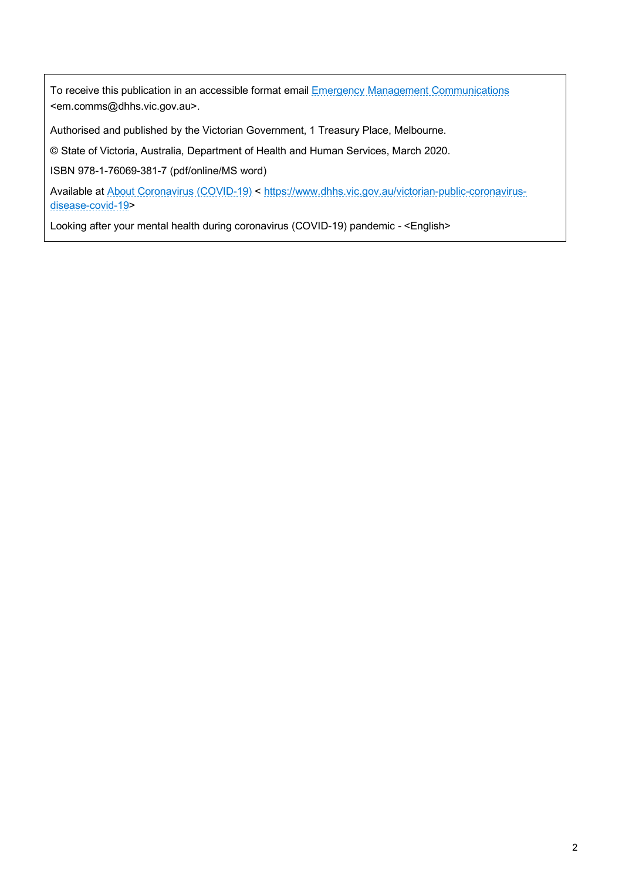To receive this publication in an accessible format email [Emergency Management Communications](mailto:em.comms@dhhs.vic.gov.au) <em.comms@dhhs.vic.gov.au>.

Authorised and published by the Victorian Government, 1 Treasury Place, Melbourne.

© State of Victoria, Australia, Department of Health and Human Services, March 2020.

ISBN 978-1-76069-381-7 (pdf/online/MS word)

Available at [About Coronavirus (COVID-19)](https://www.dhhs.vic.gov.au/victorian-public-coronavirus-disease-covid-19) < [https://www.dhhs.vic.gov.au/victorian-public-coronavirus-disease-covid-19](https://www.dhhs.vic.gov.au/victorian-public-coronavirus-disease-covid-19)>

Looking after your mental health during coronavirus (COVID-19) pandemic - <English>